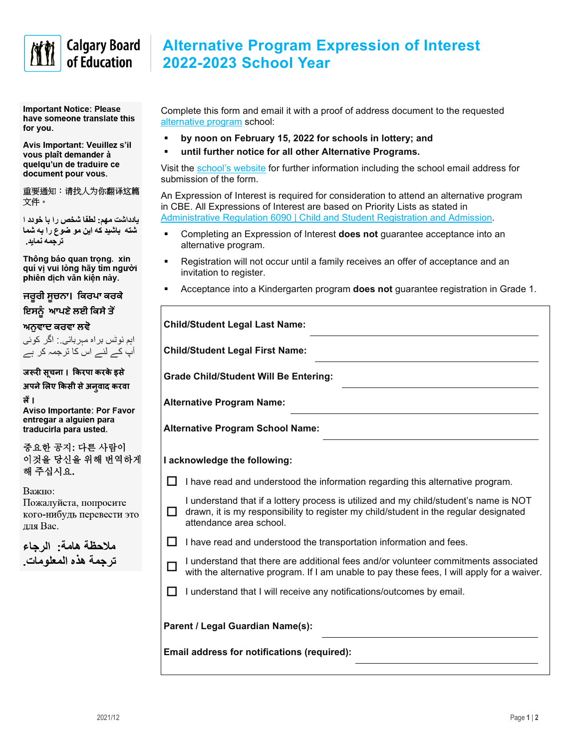Calgary Board of Education

# Alternative Program Expression of Interest 2022-2023 School Year

**Important Notice: Please have someone translate this for you.**

**Avis Important: Veuillez s'il vous plaît demander à quelqu'un de traduire ce document pour vous.**

重要通知：请找人为你翻译这篇文件。

**يادداشت مهم: لطفا شخص را با خود داشته باشيد كه اين موضوع را به شما ترجمه نمايد.**

**Thông báo quan trọng. xin quí vị vui lòng hãy tìm người phiên dịch văn kiện này.**

**ਜਰੂਰੀ ਸੂਚਨਾ। ਕਿਰਪਾ ਕਰਕੇ ਇਸਨੂੰ ਆਪਣੇ ਲਈ ਕਿਸੇ ਤੋਂ ਅਨੁਵਾਦ ਕਰਵਾ ਲਵੋ**

اہم نوٹس براہ مہربانی:۔ اگر کوئی آپ کے لئے اس کا ترجمہ کر ہے

**जरूरी सूचना। किरपा करके इसे अपने लिए किसी से अनुवाद करवा लें।**

**Aviso Importante: Por Favor entregar a alguien para traducirla para usted.**

**중요한 공지: 다른 사람이 이것을 당신을 위해 번역하게 해 주십시요.**

Важно:
Пожалуйста, попросите кого-нибудь перевести это для Вас.

**ملاحظة هامة: الرجاء ترجمة هذه المعلومات.**

Complete this form and email it with a proof of address document to the requested alternative program school:

- **by noon on February 15, 2022 for schools in lottery; and**
- **until further notice for all other Alternative Programs.**

Visit the school's website for further information including the school email address for submission of the form.

An Expression of Interest is required for consideration to attend an alternative program in CBE. All Expressions of Interest are based on Priority Lists as stated in Administrative Regulation 6090 | Child and Student Registration and Admission.

- Completing an Expression of Interest **does not** guarantee acceptance into an alternative program.
- Registration will not occur until a family receives an offer of acceptance and an invitation to register.
- Acceptance into a Kindergarten program **does not** guarantee registration in Grade 1.

**Child/Student Legal Last Name:** ______________________

**Child/Student Legal First Name:** ______________________

**Grade Child/Student Will Be Entering:** ______________________

**Alternative Program Name:** ______________________

**Alternative Program School Name:** ______________________

**I acknowledge the following:**

- ☐ I have read and understood the information regarding this alternative program.
- ☐ I understand that if a lottery process is utilized and my child/student's name is NOT drawn, it is my responsibility to register my child/student in the regular designated attendance area school.
- ☐ I have read and understood the transportation information and fees.
- ☐ I understand that there are additional fees and/or volunteer commitments associated with the alternative program. If I am unable to pay these fees, I will apply for a waiver.
- ☐ I understand that I will receive any notifications/outcomes by email.

**Parent / Legal Guardian Name(s):** ______________________

**Email address for notifications (required):** ______________________

2021/12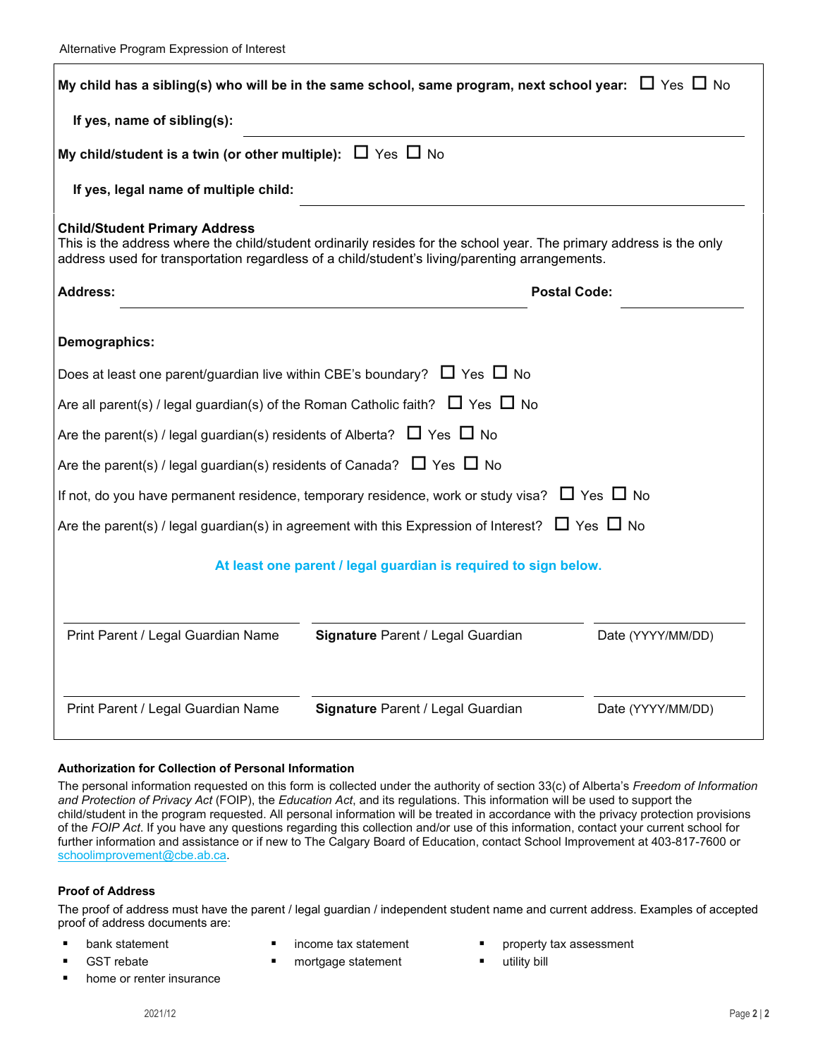**My child has a sibling(s) who will be in the same school, same program, next school year:** ☐ Yes ☐ No

**If yes, name of sibling(s):** ______________________________

**My child/student is a twin (or other multiple):** ☐ Yes ☐ No

**If yes, legal name of multiple child:** ______________________________

**Child/Student Primary Address**

This is the address where the child/student ordinarily resides for the school year. The primary address is the only address used for transportation regardless of a child/student's living/parenting arrangements.

**Address:** ______________________________ **Postal Code:** ____________

**Demographics:**

Does at least one parent/guardian live within CBE's boundary? ☐ Yes ☐ No

Are all parent(s) / legal guardian(s) of the Roman Catholic faith? ☐ Yes ☐ No

Are the parent(s) / legal guardian(s) residents of Alberta? ☐ Yes ☐ No

Are the parent(s) / legal guardian(s) residents of Canada? ☐ Yes ☐ No

If not, do you have permanent residence, temporary residence, work or study visa? ☐ Yes ☐ No

Are the parent(s) / legal guardian(s) in agreement with this Expression of Interest? ☐ Yes ☐ No

**At least one parent / legal guardian is required to sign below.**

| Print Parent / Legal Guardian Name | **Signature** Parent / Legal Guardian | Date (YYYY/MM/DD) |
|---|---|---|
| | | |
| Print Parent / Legal Guardian Name | **Signature** Parent / Legal Guardian | Date (YYYY/MM/DD) |

**Authorization for Collection of Personal Information**

The personal information requested on this form is collected under the authority of section 33(c) of Alberta's *Freedom of Information and Protection of Privacy Act* (FOIP), the *Education Act*, and its regulations. This information will be used to support the child/student in the program requested. All personal information will be treated in accordance with the privacy protection provisions of the *FOIP Act*. If you have any questions regarding this collection and/or use of this information, contact your current school for further information and assistance or if new to The Calgary Board of Education, contact School Improvement at 403-817-7600 or schoolimprovement@cbe.ab.ca.

**Proof of Address**

The proof of address must have the parent / legal guardian / independent student name and current address. Examples of accepted proof of address documents are:

- bank statement
- GST rebate
- home or renter insurance
- income tax statement
- mortgage statement
- property tax assessment
- utility bill

2021/12